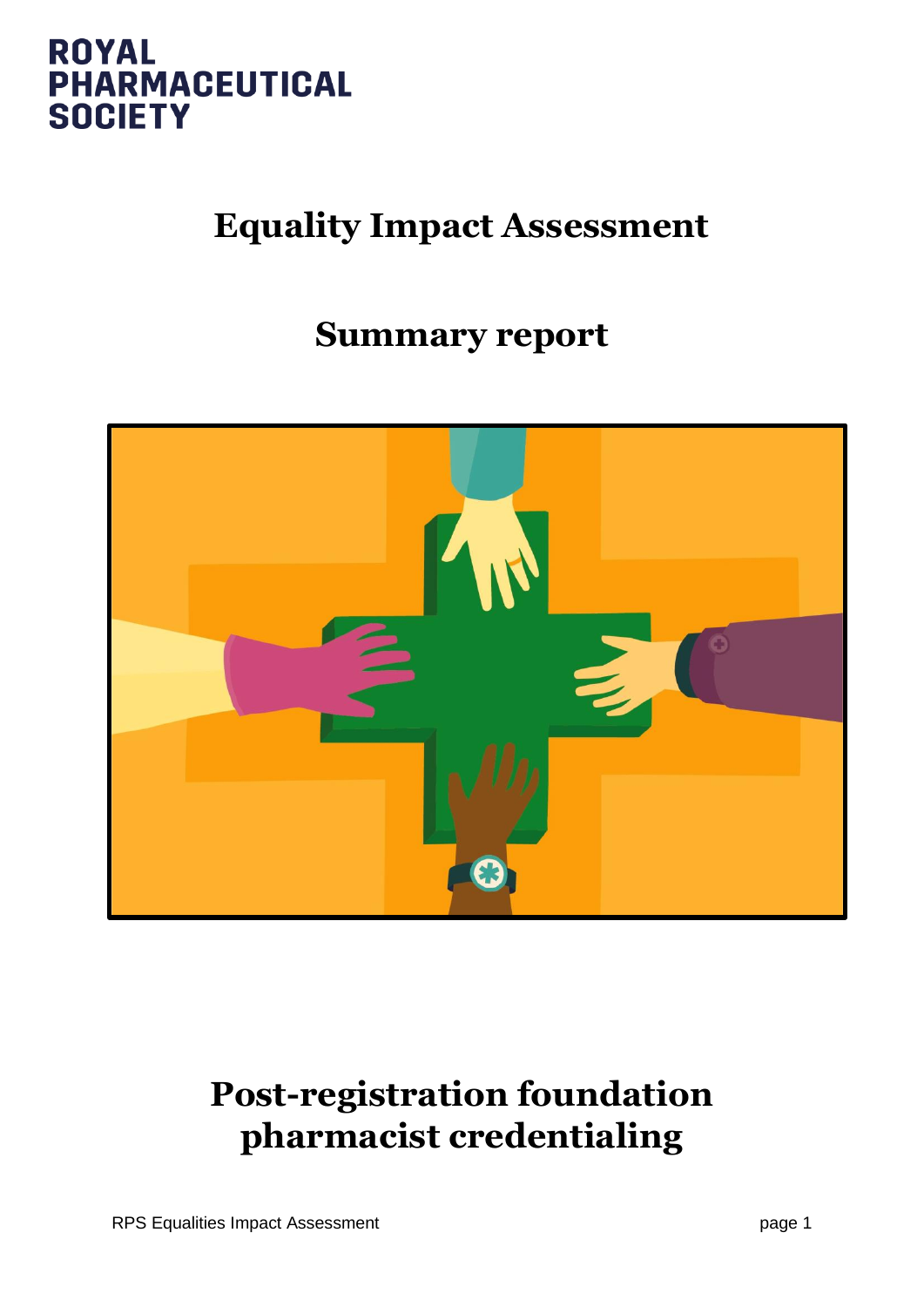ROYAL PHARMACEUTICAL SOCIETY

# Equality Impact Assessment

## Summary report

# Post-registration foundation pharmacist credentialing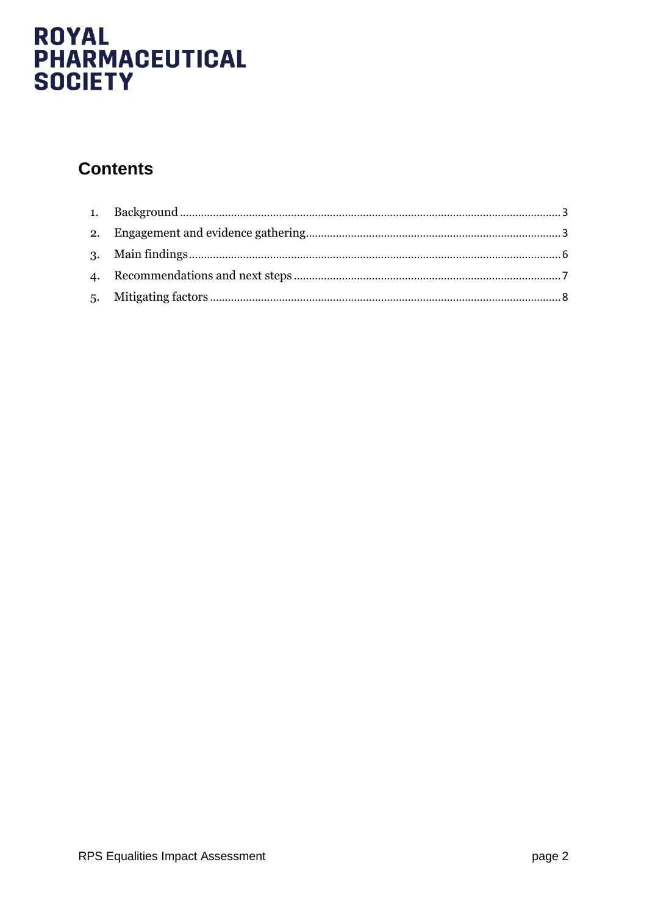ROYAL PHARMACEUTICAL SOCIETY

## Contents

1. Background ... 3
2. Engagement and evidence gathering ... 3
3. Main findings ... 6
4. Recommendations and next steps ... 7
5. Mitigating factors ... 8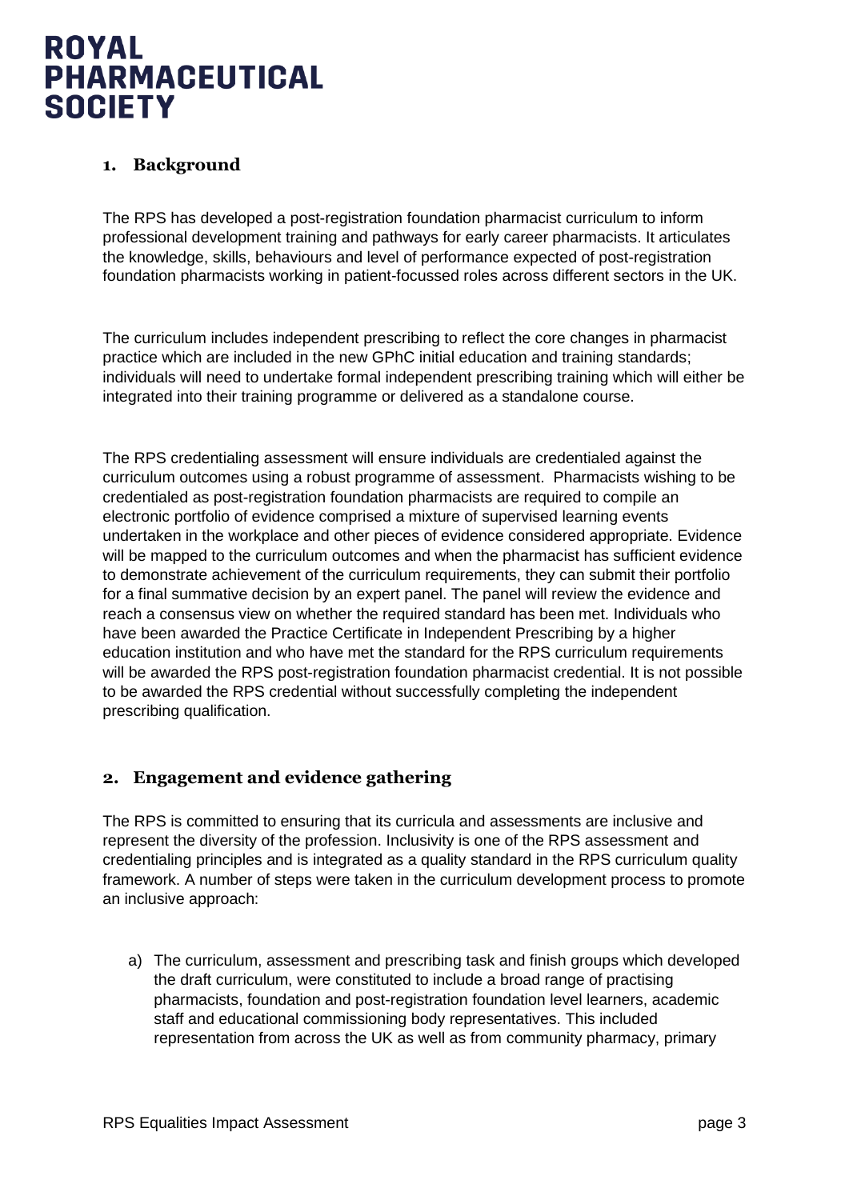## 1. Background

The RPS has developed a post-registration foundation pharmacist curriculum to inform professional development training and pathways for early career pharmacists. It articulates the knowledge, skills, behaviours and level of performance expected of post-registration foundation pharmacists working in patient-focussed roles across different sectors in the UK.

The curriculum includes independent prescribing to reflect the core changes in pharmacist practice which are included in the new GPhC initial education and training standards; individuals will need to undertake formal independent prescribing training which will either be integrated into their training programme or delivered as a standalone course.

The RPS credentialing assessment will ensure individuals are credentialed against the curriculum outcomes using a robust programme of assessment. Pharmacists wishing to be credentialed as post-registration foundation pharmacists are required to compile an electronic portfolio of evidence comprised a mixture of supervised learning events undertaken in the workplace and other pieces of evidence considered appropriate. Evidence will be mapped to the curriculum outcomes and when the pharmacist has sufficient evidence to demonstrate achievement of the curriculum requirements, they can submit their portfolio for a final summative decision by an expert panel. The panel will review the evidence and reach a consensus view on whether the required standard has been met. Individuals who have been awarded the Practice Certificate in Independent Prescribing by a higher education institution and who have met the standard for the RPS curriculum requirements will be awarded the RPS post-registration foundation pharmacist credential. It is not possible to be awarded the RPS credential without successfully completing the independent prescribing qualification.

## 2. Engagement and evidence gathering

The RPS is committed to ensuring that its curricula and assessments are inclusive and represent the diversity of the profession. Inclusivity is one of the RPS assessment and credentialing principles and is integrated as a quality standard in the RPS curriculum quality framework. A number of steps were taken in the curriculum development process to promote an inclusive approach:

a) The curriculum, assessment and prescribing task and finish groups which developed the draft curriculum, were constituted to include a broad range of practising pharmacists, foundation and post-registration foundation level learners, academic staff and educational commissioning body representatives. This included representation from across the UK as well as from community pharmacy, primary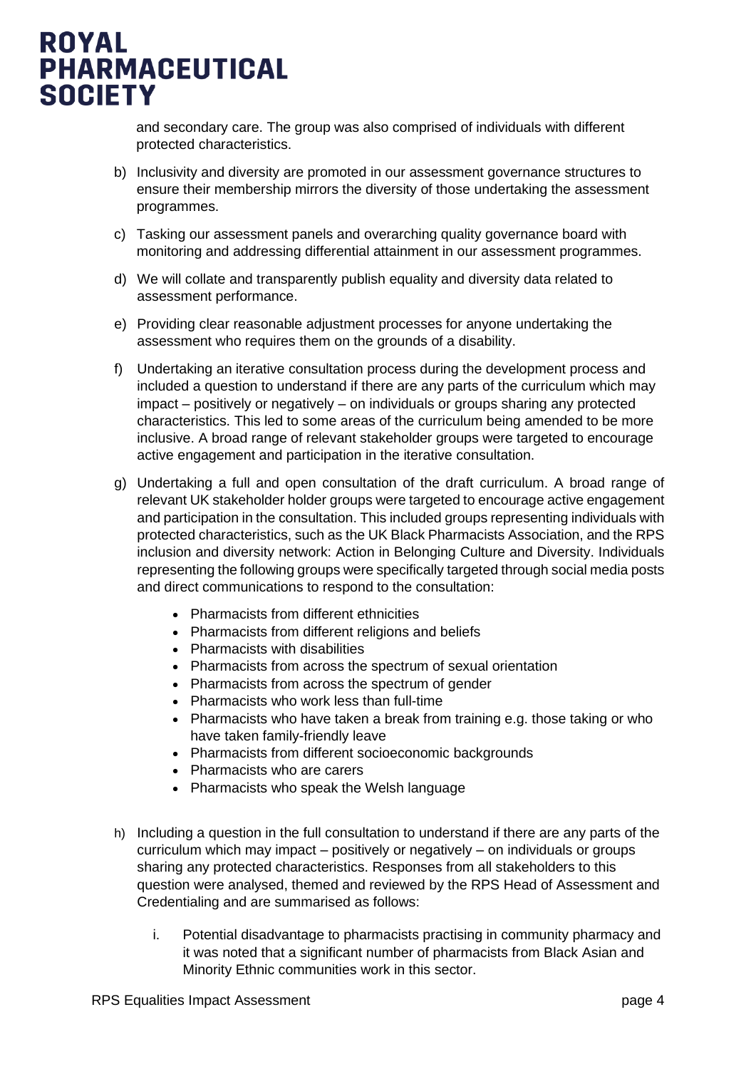and secondary care. The group was also comprised of individuals with different protected characteristics.

b) Inclusivity and diversity are promoted in our assessment governance structures to ensure their membership mirrors the diversity of those undertaking the assessment programmes.

c) Tasking our assessment panels and overarching quality governance board with monitoring and addressing differential attainment in our assessment programmes.

d) We will collate and transparently publish equality and diversity data related to assessment performance.

e) Providing clear reasonable adjustment processes for anyone undertaking the assessment who requires them on the grounds of a disability.

f) Undertaking an iterative consultation process during the development process and included a question to understand if there are any parts of the curriculum which may impact – positively or negatively – on individuals or groups sharing any protected characteristics. This led to some areas of the curriculum being amended to be more inclusive. A broad range of relevant stakeholder groups were targeted to encourage active engagement and participation in the iterative consultation.

g) Undertaking a full and open consultation of the draft curriculum. A broad range of relevant UK stakeholder holder groups were targeted to encourage active engagement and participation in the consultation. This included groups representing individuals with protected characteristics, such as the UK Black Pharmacists Association, and the RPS inclusion and diversity network: Action in Belonging Culture and Diversity. Individuals representing the following groups were specifically targeted through social media posts and direct communications to respond to the consultation:

   - Pharmacists from different ethnicities
   - Pharmacists from different religions and beliefs
   - Pharmacists with disabilities
   - Pharmacists from across the spectrum of sexual orientation
   - Pharmacists from across the spectrum of gender
   - Pharmacists who work less than full-time
   - Pharmacists who have taken a break from training e.g. those taking or who have taken family-friendly leave
   - Pharmacists from different socioeconomic backgrounds
   - Pharmacists who are carers
   - Pharmacists who speak the Welsh language

h) Including a question in the full consultation to understand if there are any parts of the curriculum which may impact – positively or negatively – on individuals or groups sharing any protected characteristics. Responses from all stakeholders to this question were analysed, themed and reviewed by the RPS Head of Assessment and Credentialing and are summarised as follows:

   i. Potential disadvantage to pharmacists practising in community pharmacy and it was noted that a significant number of pharmacists from Black Asian and Minority Ethnic communities work in this sector.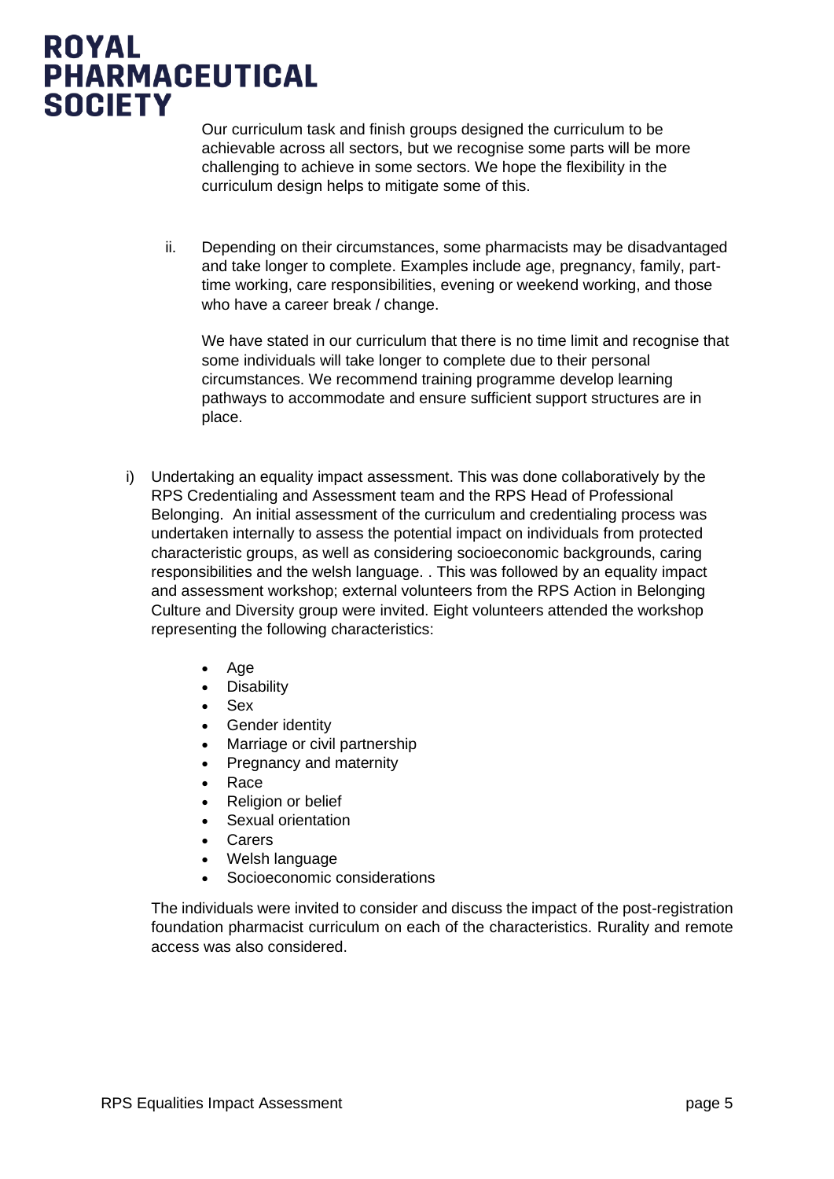Our curriculum task and finish groups designed the curriculum to be achievable across all sectors, but we recognise some parts will be more challenging to achieve in some sectors. We hope the flexibility in the curriculum design helps to mitigate some of this.

ii. Depending on their circumstances, some pharmacists may be disadvantaged and take longer to complete. Examples include age, pregnancy, family, part-time working, care responsibilities, evening or weekend working, and those who have a career break / change.

    We have stated in our curriculum that there is no time limit and recognise that some individuals will take longer to complete due to their personal circumstances. We recommend training programme develop learning pathways to accommodate and ensure sufficient support structures are in place.

i) Undertaking an equality impact assessment. This was done collaboratively by the RPS Credentialing and Assessment team and the RPS Head of Professional Belonging. An initial assessment of the curriculum and credentialing process was undertaken internally to assess the potential impact on individuals from protected characteristic groups, as well as considering socioeconomic backgrounds, caring responsibilities and the welsh language. . This was followed by an equality impact and assessment workshop; external volunteers from the RPS Action in Belonging Culture and Diversity group were invited. Eight volunteers attended the workshop representing the following characteristics:

   - Age
   - Disability
   - Sex
   - Gender identity
   - Marriage or civil partnership
   - Pregnancy and maternity
   - Race
   - Religion or belief
   - Sexual orientation
   - Carers
   - Welsh language
   - Socioeconomic considerations

   The individuals were invited to consider and discuss the impact of the post-registration foundation pharmacist curriculum on each of the characteristics. Rurality and remote access was also considered.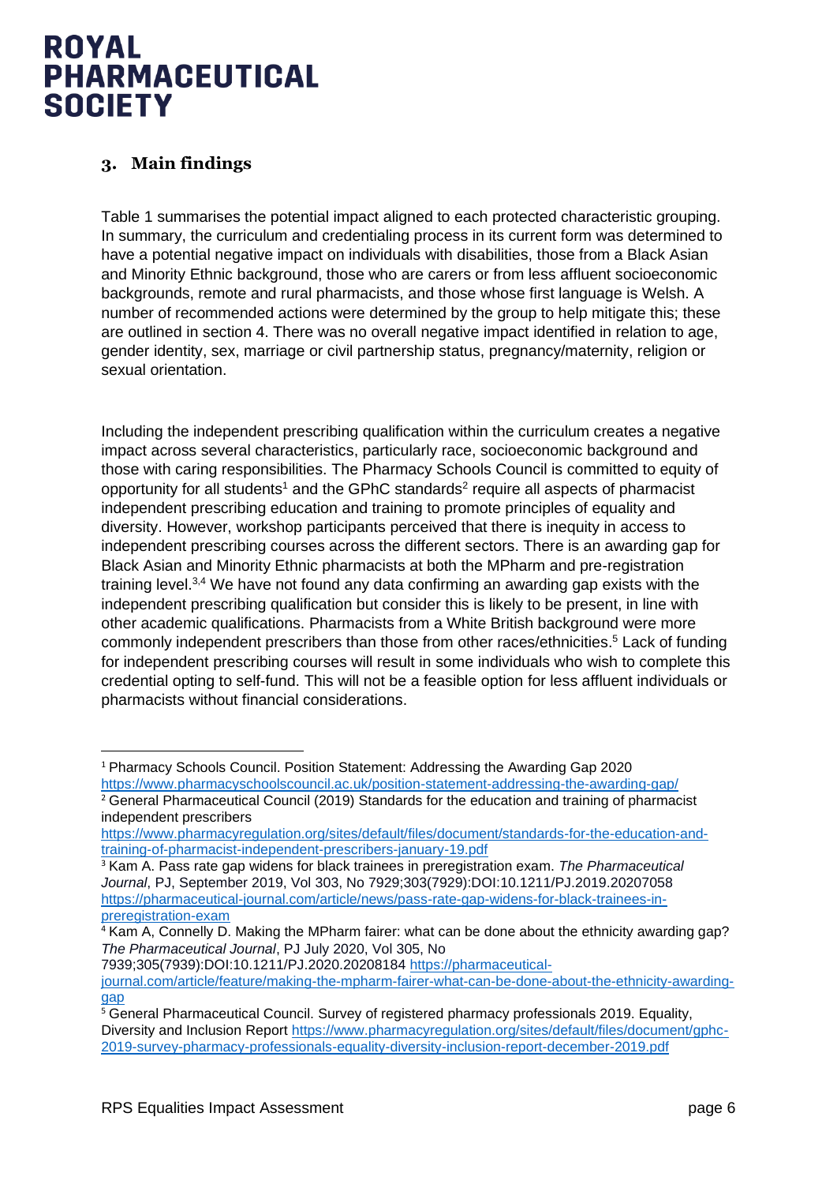## 3. Main findings

Table 1 summarises the potential impact aligned to each protected characteristic grouping. In summary, the curriculum and credentialing process in its current form was determined to have a potential negative impact on individuals with disabilities, those from a Black Asian and Minority Ethnic background, those who are carers or from less affluent socioeconomic backgrounds, remote and rural pharmacists, and those whose first language is Welsh. A number of recommended actions were determined by the group to help mitigate this; these are outlined in section 4. There was no overall negative impact identified in relation to age, gender identity, sex, marriage or civil partnership status, pregnancy/maternity, religion or sexual orientation.

Including the independent prescribing qualification within the curriculum creates a negative impact across several characteristics, particularly race, socioeconomic background and those with caring responsibilities. The Pharmacy Schools Council is committed to equity of opportunity for all students[1] and the GPhC standards[2] require all aspects of pharmacist independent prescribing education and training to promote principles of equality and diversity. However, workshop participants perceived that there is inequity in access to independent prescribing courses across the different sectors. There is an awarding gap for Black Asian and Minority Ethnic pharmacists at both the MPharm and pre-registration training level.[3,4] We have not found any data confirming an awarding gap exists with the independent prescribing qualification but consider this is likely to be present, in line with other academic qualifications. Pharmacists from a White British background were more commonly independent prescribers than those from other races/ethnicities.[5] Lack of funding for independent prescribing courses will result in some individuals who wish to complete this credential opting to self-fund. This will not be a feasible option for less affluent individuals or pharmacists without financial considerations.

---

[1] Pharmacy Schools Council. Position Statement: Addressing the Awarding Gap 2020 https://www.pharmacyschoolscouncil.ac.uk/position-statement-addressing-the-awarding-gap/

[2] General Pharmaceutical Council (2019) Standards for the education and training of pharmacist independent prescribers https://www.pharmacyregulation.org/sites/default/files/document/standards-for-the-education-and-training-of-pharmacist-independent-prescribers-january-19.pdf

[3] Kam A. Pass rate gap widens for black trainees in preregistration exam. *The Pharmaceutical Journal*, PJ, September 2019, Vol 303, No 7929;303(7929):DOI:10.1211/PJ.2019.20207058 https://pharmaceutical-journal.com/article/news/pass-rate-gap-widens-for-black-trainees-in-preregistration-exam

[4] Kam A, Connelly D. Making the MPharm fairer: what can be done about the ethnicity awarding gap? *The Pharmaceutical Journal*, PJ July 2020, Vol 305, No 7939;305(7939):DOI:10.1211/PJ.2020.20208184 https://pharmaceutical-journal.com/article/feature/making-the-mpharm-fairer-what-can-be-done-about-the-ethnicity-awarding-gap

[5] General Pharmaceutical Council. Survey of registered pharmacy professionals 2019. Equality, Diversity and Inclusion Report https://www.pharmacyregulation.org/sites/default/files/document/gphc-2019-survey-pharmacy-professionals-equality-diversity-inclusion-report-december-2019.pdf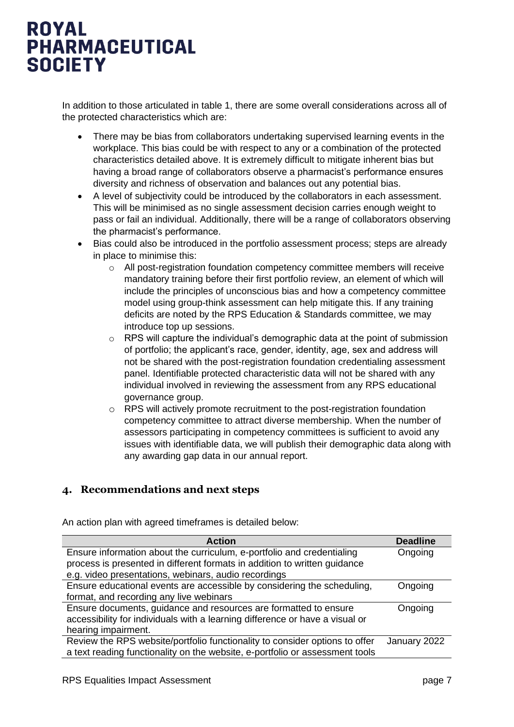In addition to those articulated in table 1, there are some overall considerations across all of the protected characteristics which are:

- There may be bias from collaborators undertaking supervised learning events in the workplace. This bias could be with respect to any or a combination of the protected characteristics detailed above. It is extremely difficult to mitigate inherent bias but having a broad range of collaborators observe a pharmacist's performance ensures diversity and richness of observation and balances out any potential bias.
- A level of subjectivity could be introduced by the collaborators in each assessment. This will be minimised as no single assessment decision carries enough weight to pass or fail an individual. Additionally, there will be a range of collaborators observing the pharmacist's performance.
- Bias could also be introduced in the portfolio assessment process; steps are already in place to minimise this:
  - All post-registration foundation competency committee members will receive mandatory training before their first portfolio review, an element of which will include the principles of unconscious bias and how a competency committee model using group-think assessment can help mitigate this. If any training deficits are noted by the RPS Education & Standards committee, we may introduce top up sessions.
  - RPS will capture the individual's demographic data at the point of submission of portfolio; the applicant's race, gender, identity, age, sex and address will not be shared with the post-registration foundation credentialing assessment panel. Identifiable protected characteristic data will not be shared with any individual involved in reviewing the assessment from any RPS educational governance group.
  - RPS will actively promote recruitment to the post-registration foundation competency committee to attract diverse membership. When the number of assessors participating in competency committees is sufficient to avoid any issues with identifiable data, we will publish their demographic data along with any awarding gap data in our annual report.

## 4. Recommendations and next steps

An action plan with agreed timeframes is detailed below:

| Action | Deadline |
| --- | --- |
| Ensure information about the curriculum, e-portfolio and credentialing process is presented in different formats in addition to written guidance e.g. video presentations, webinars, audio recordings | Ongoing |
| Ensure educational events are accessible by considering the scheduling, format, and recording any live webinars | Ongoing |
| Ensure documents, guidance and resources are formatted to ensure accessibility for individuals with a learning difference or have a visual or hearing impairment. | Ongoing |
| Review the RPS website/portfolio functionality to consider options to offer a text reading functionality on the website, e-portfolio or assessment tools | January 2022 |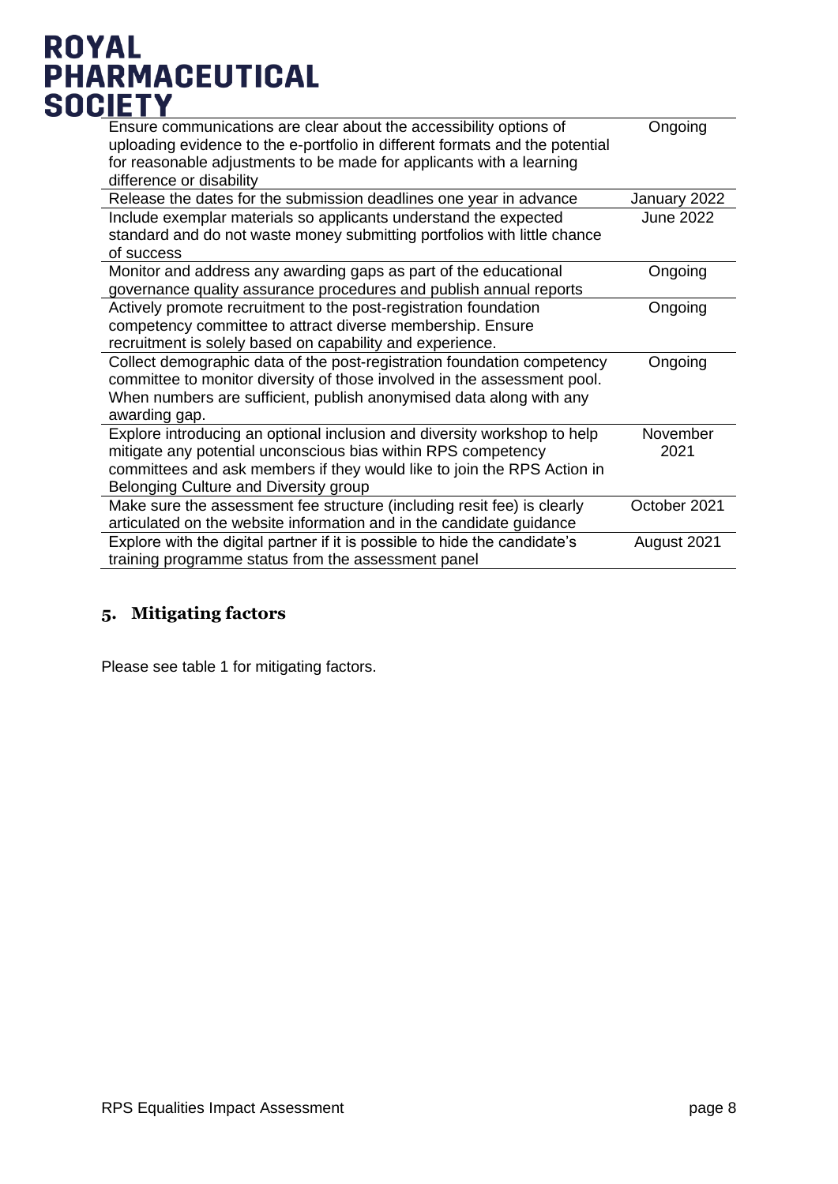| | |
|---|---|
| Ensure communications are clear about the accessibility options of uploading evidence to the e-portfolio in different formats and the potential for reasonable adjustments to be made for applicants with a learning difference or disability | Ongoing |
| Release the dates for the submission deadlines one year in advance | January 2022 |
| Include exemplar materials so applicants understand the expected standard and do not waste money submitting portfolios with little chance of success | June 2022 |
| Monitor and address any awarding gaps as part of the educational governance quality assurance procedures and publish annual reports | Ongoing |
| Actively promote recruitment to the post-registration foundation competency committee to attract diverse membership. Ensure recruitment is solely based on capability and experience. | Ongoing |
| Collect demographic data of the post-registration foundation competency committee to monitor diversity of those involved in the assessment pool. When numbers are sufficient, publish anonymised data along with any awarding gap. | Ongoing |
| Explore introducing an optional inclusion and diversity workshop to help mitigate any potential unconscious bias within RPS competency committees and ask members if they would like to join the RPS Action in Belonging Culture and Diversity group | November 2021 |
| Make sure the assessment fee structure (including resit fee) is clearly articulated on the website information and in the candidate guidance | October 2021 |
| Explore with the digital partner if it is possible to hide the candidate's training programme status from the assessment panel | August 2021 |

## 5. Mitigating factors

Please see table 1 for mitigating factors.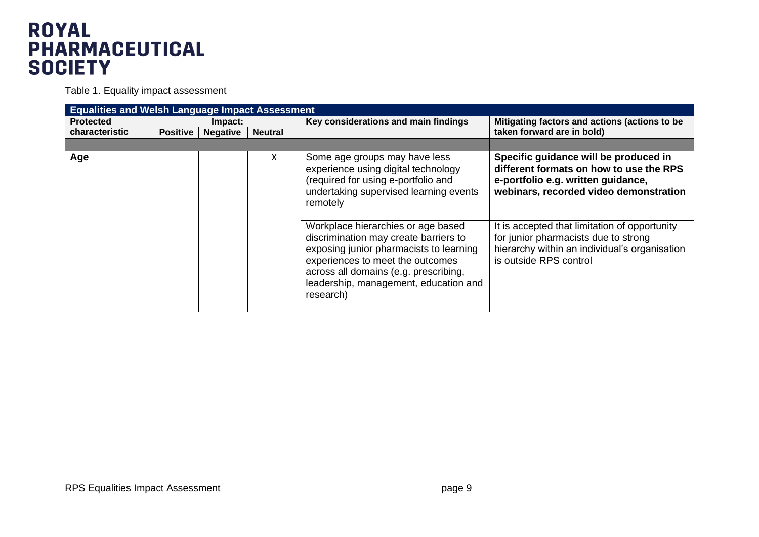Table 1. Equality impact assessment

| Equalities and Welsh Language Impact Assessment | | | | | |
|---|---|---|---|---|---|
| **Protected characteristic** | **Impact:** | | | **Key considerations and main findings** | **Mitigating factors and actions (actions to be taken forward are in bold)** |
| | **Positive** | **Negative** | **Neutral** | | |
| | | | | | |
| **Age** | | | X | Some age groups may have less experience using digital technology (required for using e-portfolio and undertaking supervised learning events remotely | **Specific guidance will be produced in different formats on how to use the RPS e-portfolio e.g. written guidance, webinars, recorded video demonstration** |
| | | | | Workplace hierarchies or age based discrimination may create barriers to exposing junior pharmacists to learning experiences to meet the outcomes across all domains (e.g. prescribing, leadership, management, education and research) | It is accepted that limitation of opportunity for junior pharmacists due to strong hierarchy within an individual's organisation is outside RPS control |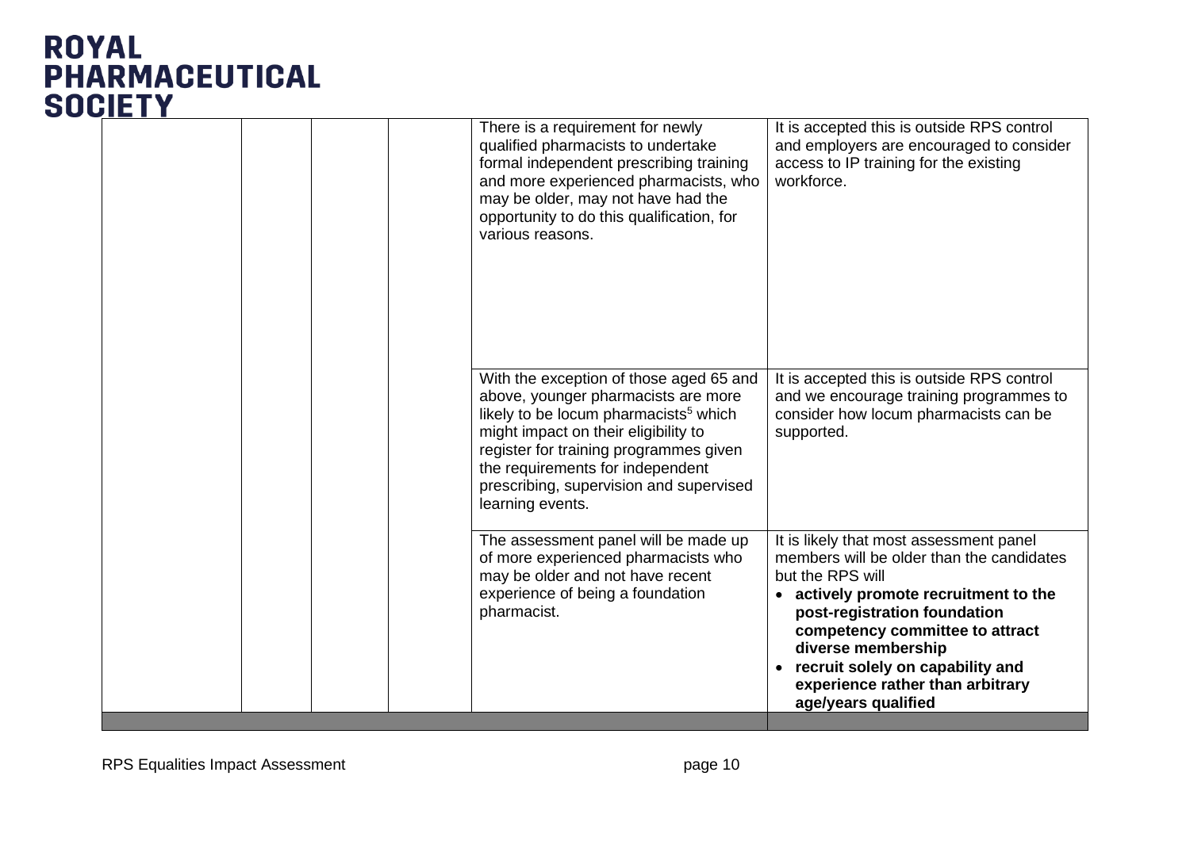| | | | | | |
|---|---|---|---|---|---|
| | | | | There is a requirement for newly qualified pharmacists to undertake formal independent prescribing training and more experienced pharmacists, who may be older, may not have had the opportunity to do this qualification, for various reasons. | It is accepted this is outside RPS control and employers are encouraged to consider access to IP training for the existing workforce. |
| | | | | With the exception of those aged 65 and above, younger pharmacists are more likely to be locum pharmacists[5] which might impact on their eligibility to register for training programmes given the requirements for independent prescribing, supervision and supervised learning events. | It is accepted this is outside RPS control and we encourage training programmes to consider how locum pharmacists can be supported. |
| | | | | The assessment panel will be made up of more experienced pharmacists who may be older and not have recent experience of being a foundation pharmacist. | It is likely that most assessment panel members will be older than the candidates but the RPS will<br>• **actively promote recruitment to the post-registration foundation competency committee to attract diverse membership**<br>• **recruit solely on capability and experience rather than arbitrary age/years qualified** |
| | | | | | |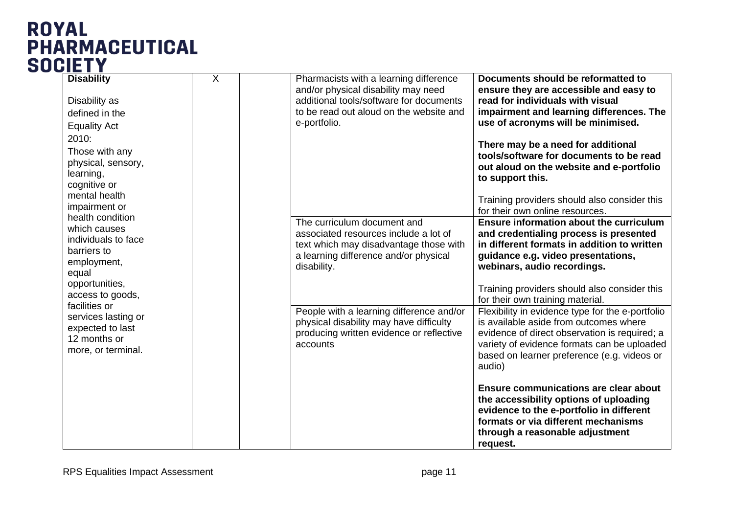| **Disability**<br><br>Disability as defined in the Equality Act 2010:<br>Those with any physical, sensory, learning, cognitive or mental health impairment or health condition which causes individuals to face barriers to employment, equal opportunities, access to goods, facilities or services lasting or expected to last 12 months or more, or terminal. | | X | | Pharmacists with a learning difference and/or physical disability may need additional tools/software for documents to be read out aloud on the website and e-portfolio. | **Documents should be reformatted to ensure they are accessible and easy to read for individuals with visual impairment and learning differences. The use of acronyms will be minimised.**<br><br>**There may be a need for additional tools/software for documents to be read out aloud on the website and e-portfolio to support this.**<br><br>Training providers should also consider this for their own online resources. |
|---|---|---|---|---|---|
| | | | | The curriculum document and associated resources include a lot of text which may disadvantage those with a learning difference and/or physical disability. | **Ensure information about the curriculum and credentialing process is presented in different formats in addition to written guidance e.g. video presentations, webinars, audio recordings.**<br><br>Training providers should also consider this for their own training material. |
| | | | | People with a learning difference and/or physical disability may have difficulty producing written evidence or reflective accounts | Flexibility in evidence type for the e-portfolio is available aside from outcomes where evidence of direct observation is required; a variety of evidence formats can be uploaded based on learner preference (e.g. videos or audio)<br><br>**Ensure communications are clear about the accessibility options of uploading evidence to the e-portfolio in different formats or via different mechanisms through a reasonable adjustment request.** |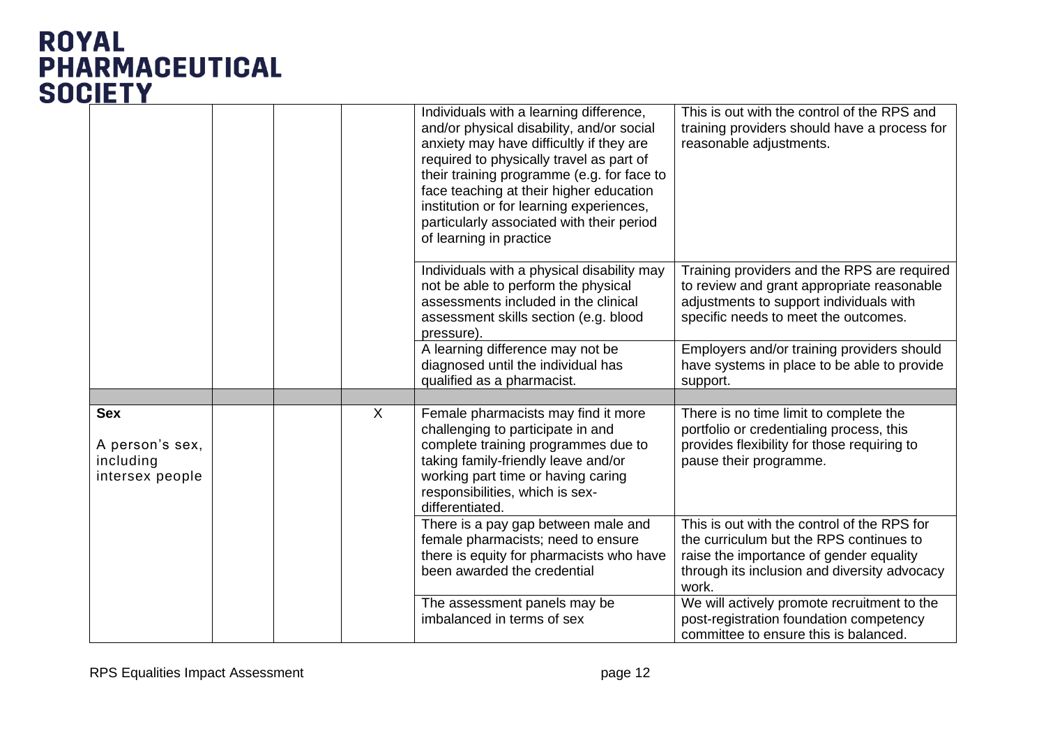| | | | | | |
|---|---|---|---|---|---|
| | | | | Individuals with a learning difference, and/or physical disability, and/or social anxiety may have difficulty if they are required to physically travel as part of their training programme (e.g. for face to face teaching at their higher education institution or for learning experiences, particularly associated with their period of learning in practice | This is out with the control of the RPS and training providers should have a process for reasonable adjustments. |
| | | | | Individuals with a physical disability may not be able to perform the physical assessments included in the clinical assessment skills section (e.g. blood pressure). | Training providers and the RPS are required to review and grant appropriate reasonable adjustments to support individuals with specific needs to meet the outcomes. |
| | | | | A learning difference may not be diagnosed until the individual has qualified as a pharmacist. | Employers and/or training providers should have systems in place to be able to provide support. |
| | | | | | |
| **Sex**<br><br>A person's sex, including intersex people | | | X | Female pharmacists may find it more challenging to participate in and complete training programmes due to taking family-friendly leave and/or working part time or having caring responsibilities, which is sex-differentiated. | There is no time limit to complete the portfolio or credentialing process, this provides flexibility for those requiring to pause their programme. |
| | | | | There is a pay gap between male and female pharmacists; need to ensure there is equity for pharmacists who have been awarded the credential | This is out with the control of the RPS for the curriculum but the RPS continues to raise the importance of gender equality through its inclusion and diversity advocacy work. |
| | | | | The assessment panels may be imbalanced in terms of sex | We will actively promote recruitment to the post-registration foundation competency committee to ensure this is balanced. |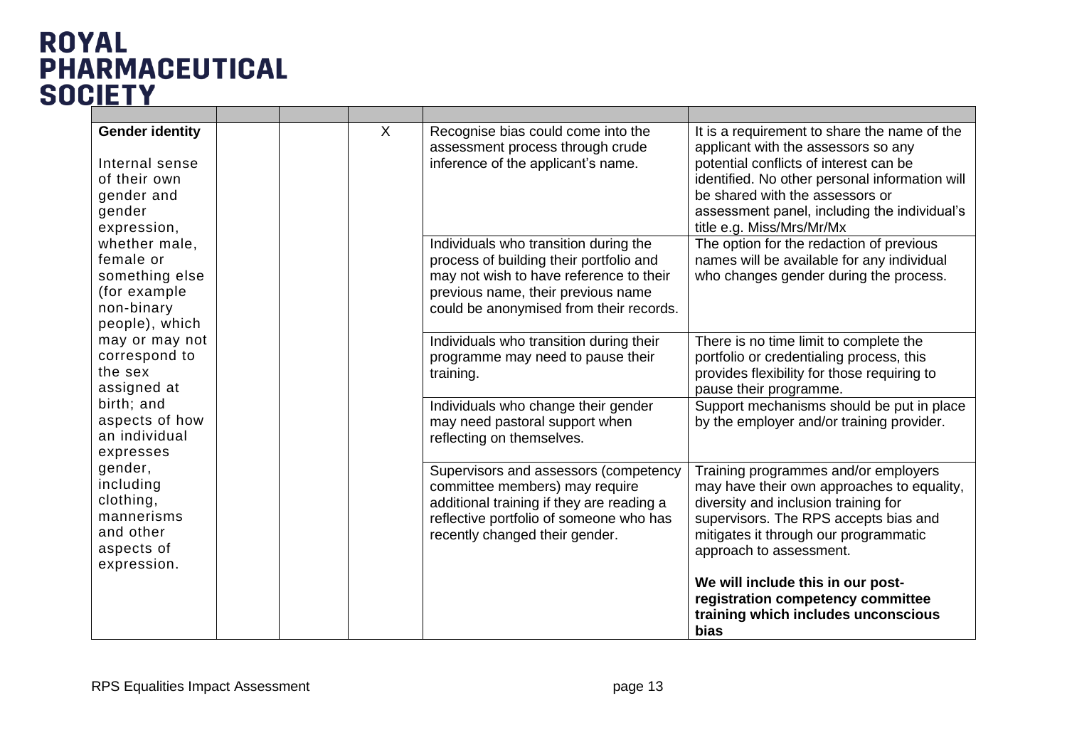| | | | | | |
|---|---|---|---|---|---|
| **Gender identity**<br><br>Internal sense of their own gender and gender expression, whether male, female or something else (for example non-binary people), which may or may not correspond to the sex assigned at birth; and aspects of how an individual expresses gender, including clothing, mannerisms and other aspects of expression. | | | X | Recognise bias could come into the assessment process through crude inference of the applicant's name. | It is a requirement to share the name of the applicant with the assessors so any potential conflicts of interest can be identified. No other personal information will be shared with the assessors or assessment panel, including the individual's title e.g. Miss/Mrs/Mr/Mx |
| | | | | Individuals who transition during the process of building their portfolio and may not wish to have reference to their previous name, their previous name could be anonymised from their records. | The option for the redaction of previous names will be available for any individual who changes gender during the process. |
| | | | | Individuals who transition during their programme may need to pause their training. | There is no time limit to complete the portfolio or credentialing process, this provides flexibility for those requiring to pause their programme. |
| | | | | Individuals who change their gender may need pastoral support when reflecting on themselves. | Support mechanisms should be put in place by the employer and/or training provider. |
| | | | | Supervisors and assessors (competency committee members) may require additional training if they are reading a reflective portfolio of someone who has recently changed their gender. | Training programmes and/or employers may have their own approaches to equality, diversity and inclusion training for supervisors. The RPS accepts bias and mitigates it through our programmatic approach to assessment.<br><br>**We will include this in our post-registration competency committee training which includes unconscious bias** |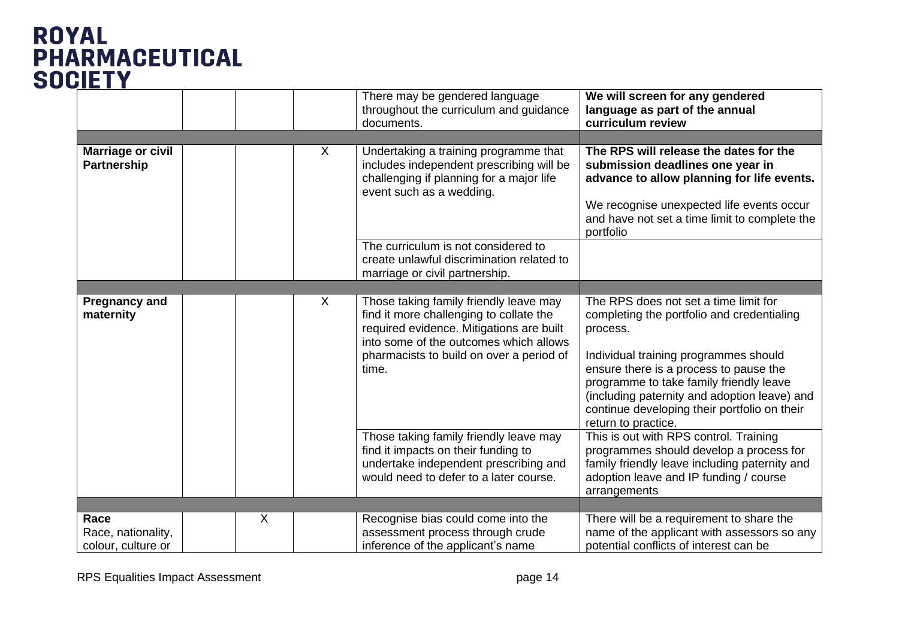| | | | | | |
|---|---|---|---|---|---|
| | | | | There may be gendered language throughout the curriculum and guidance documents. | **We will screen for any gendered language as part of the annual curriculum review** |
| | | | | | |
| **Marriage or civil Partnership** | | | X | Undertaking a training programme that includes independent prescribing will be challenging if planning for a major life event such as a wedding. | **The RPS will release the dates for the submission deadlines one year in advance to allow planning for life events.**<br><br>We recognise unexpected life events occur and have not set a time limit to complete the portfolio |
| | | | | The curriculum is not considered to create unlawful discrimination related to marriage or civil partnership. | |
| | | | | | |
| **Pregnancy and maternity** | | | X | Those taking family friendly leave may find it more challenging to collate the required evidence. Mitigations are built into some of the outcomes which allows pharmacists to build on over a period of time. | The RPS does not set a time limit for completing the portfolio and credentialing process.<br><br>Individual training programmes should ensure there is a process to pause the programme to take family friendly leave (including paternity and adoption leave) and continue developing their portfolio on their return to practice. |
| | | | | Those taking family friendly leave may find it impacts on their funding to undertake independent prescribing and would need to defer to a later course. | This is out with RPS control. Training programmes should develop a process for family friendly leave including paternity and adoption leave and IP funding / course arrangements |
| | | | | | |
| **Race**<br>Race, nationality, colour, culture or | | X | | Recognise bias could come into the assessment process through crude inference of the applicant's name | There will be a requirement to share the name of the applicant with assessors so any potential conflicts of interest can be |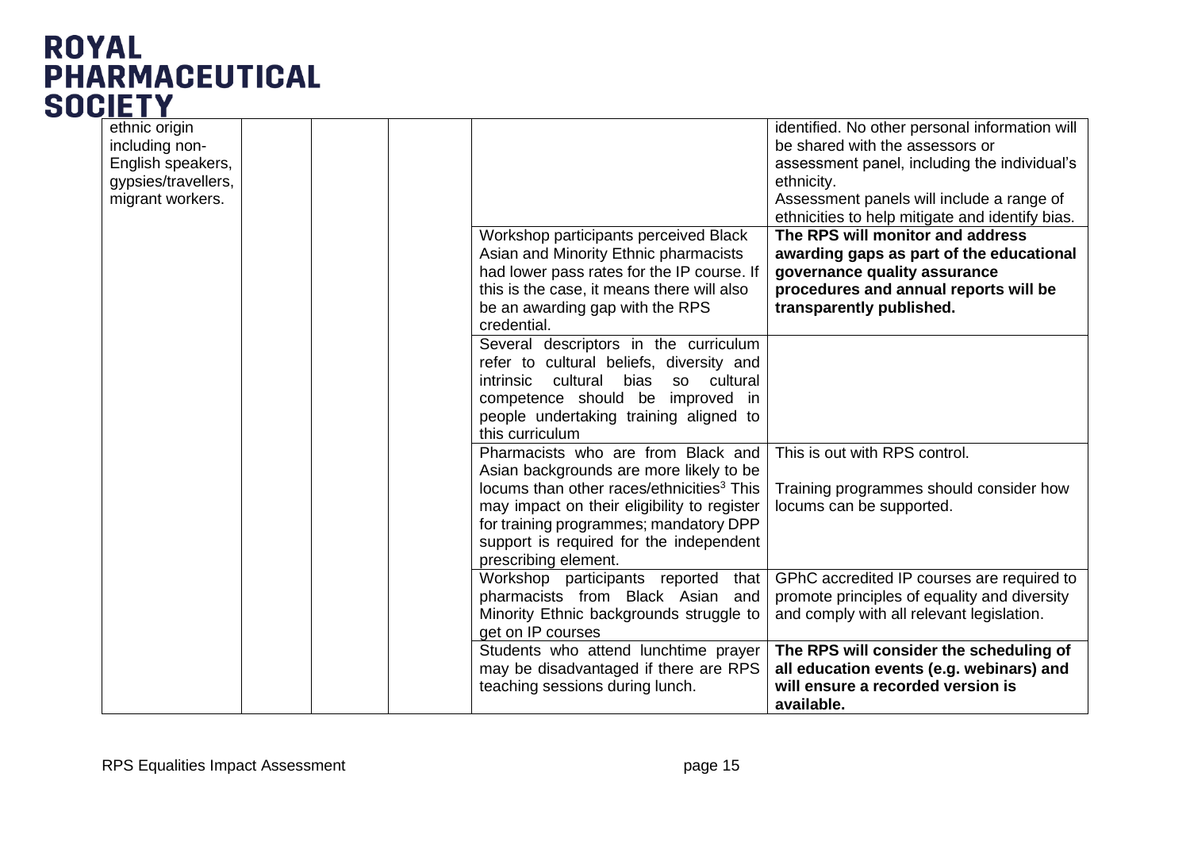| | | | | | |
|---|---|---|---|---|---|
| ethnic origin including non-English speakers, gypsies/travellers, migrant workers. | | | | | identified. No other personal information will be shared with the assessors or assessment panel, including the individual's ethnicity.<br>Assessment panels will include a range of ethnicities to help mitigate and identify bias. |
| | | | | Workshop participants perceived Black Asian and Minority Ethnic pharmacists had lower pass rates for the IP course. If this is the case, it means there will also be an awarding gap with the RPS credential. | **The RPS will monitor and address awarding gaps as part of the educational governance quality assurance procedures and annual reports will be transparently published.** |
| | | | | Several descriptors in the curriculum refer to cultural beliefs, diversity and intrinsic cultural bias so cultural competence should be improved in people undertaking training aligned to this curriculum | |
| | | | | Pharmacists who are from Black and Asian backgrounds are more likely to be locums than other races/ethnicities[3] This may impact on their eligibility to register for training programmes; mandatory DPP support is required for the independent prescribing element. | This is out with RPS control.<br><br>Training programmes should consider how locums can be supported. |
| | | | | Workshop participants reported that pharmacists from Black Asian and Minority Ethnic backgrounds struggle to get on IP courses | GPhC accredited IP courses are required to promote principles of equality and diversity and comply with all relevant legislation. |
| | | | | Students who attend lunchtime prayer may be disadvantaged if there are RPS teaching sessions during lunch. | **The RPS will consider the scheduling of all education events (e.g. webinars) and will ensure a recorded version is available.** |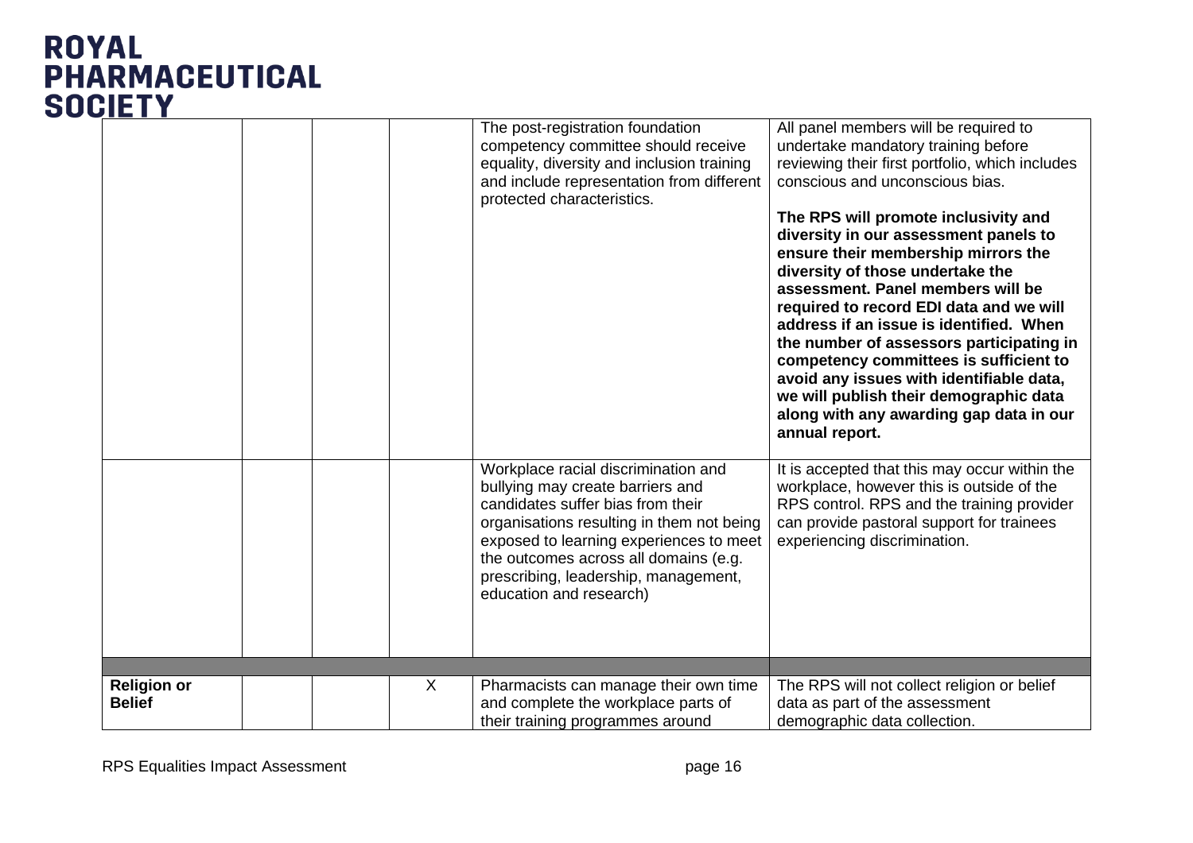| | | | | | |
|---|---|---|---|---|---|
| | | | | The post-registration foundation competency committee should receive equality, diversity and inclusion training and include representation from different protected characteristics. | All panel members will be required to undertake mandatory training before reviewing their first portfolio, which includes conscious and unconscious bias.<br><br>**The RPS will promote inclusivity and diversity in our assessment panels to ensure their membership mirrors the diversity of those undertake the assessment. Panel members will be required to record EDI data and we will address if an issue is identified. When the number of assessors participating in competency committees is sufficient to avoid any issues with identifiable data, we will publish their demographic data along with any awarding gap data in our annual report.** |
| | | | | Workplace racial discrimination and bullying may create barriers and candidates suffer bias from their organisations resulting in them not being exposed to learning experiences to meet the outcomes across all domains (e.g. prescribing, leadership, management, education and research) | It is accepted that this may occur within the workplace, however this is outside of the RPS control. RPS and the training provider can provide pastoral support for trainees experiencing discrimination. |
| | | | | | |
| **Religion or Belief** | | | X | Pharmacists can manage their own time and complete the workplace parts of their training programmes around | The RPS will not collect religion or belief data as part of the assessment demographic data collection. |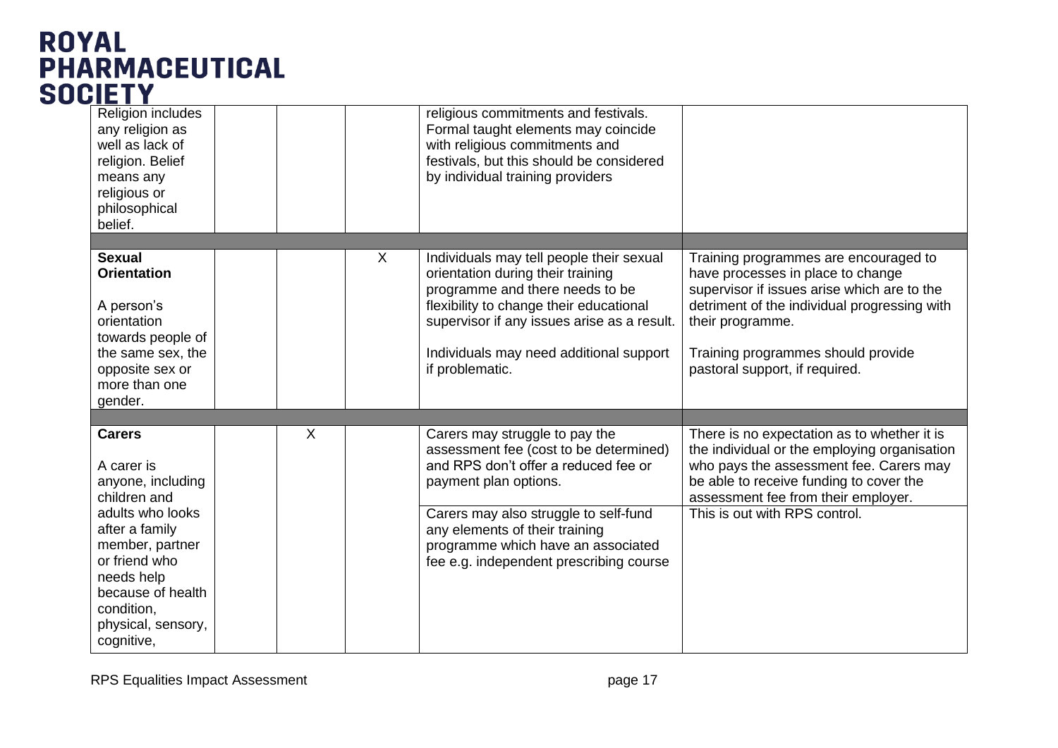| | | | | | |
|---|---|---|---|---|---|
| Religion includes any religion as well as lack of religion. Belief means any religious or philosophical belief. | | | | religious commitments and festivals. Formal taught elements may coincide with religious commitments and festivals, but this should be considered by individual training providers | |
| | | | | | |
| **Sexual Orientation**<br><br>A person's orientation towards people of the same sex, the opposite sex or more than one gender. | | | X | Individuals may tell people their sexual orientation during their training programme and there needs to be flexibility to change their educational supervisor if any issues arise as a result.<br><br>Individuals may need additional support if problematic. | Training programmes are encouraged to have processes in place to change supervisor if issues arise which are to the detriment of the individual progressing with their programme.<br><br>Training programmes should provide pastoral support, if required. |
| | | | | | |
| **Carers**<br><br>A carer is anyone, including children and adults who looks after a family member, partner or friend who needs help because of health condition, physical, sensory, cognitive, | | X | | Carers may struggle to pay the assessment fee (cost to be determined) and RPS don't offer a reduced fee or payment plan options.<br><br>Carers may also struggle to self-fund any elements of their training programme which have an associated fee e.g. independent prescribing course | There is no expectation as to whether it is the individual or the employing organisation who pays the assessment fee. Carers may be able to receive funding to cover the assessment fee from their employer.<br>This is out with RPS control. |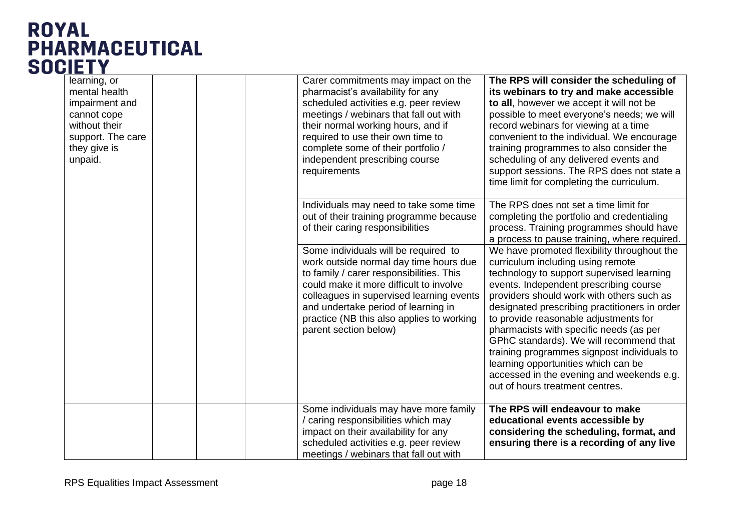| | | | | | |
|---|---|---|---|---|---|
| learning, or mental health impairment and cannot cope without their support. The care they give is unpaid. | | | | Carer commitments may impact on the pharmacist's availability for any scheduled activities e.g. peer review meetings / webinars that fall out with their normal working hours, and if required to use their own time to complete some of their portfolio / independent prescribing course requirements | **The RPS will consider the scheduling of its webinars to try and make accessible to all**, however we accept it will not be possible to meet everyone's needs; we will record webinars for viewing at a time convenient to the individual. We encourage training programmes to also consider the scheduling of any delivered events and support sessions. The RPS does not state a time limit for completing the curriculum. |
| | | | | Individuals may need to take some time out of their training programme because of their caring responsibilities | The RPS does not set a time limit for completing the portfolio and credentialing process. Training programmes should have a process to pause training, where required. |
| | | | | Some individuals will be required to work outside normal day time hours due to family / carer responsibilities. This could make it more difficult to involve colleagues in supervised learning events and undertake period of learning in practice (NB this also applies to working parent section below) | We have promoted flexibility throughout the curriculum including using remote technology to support supervised learning events. Independent prescribing course providers should work with others such as designated prescribing practitioners in order to provide reasonable adjustments for pharmacists with specific needs (as per GPhC standards). We will recommend that training programmes signpost individuals to learning opportunities which can be accessed in the evening and weekends e.g. out of hours treatment centres. |
| | | | | Some individuals may have more family / caring responsibilities which may impact on their availability for any scheduled activities e.g. peer review meetings / webinars that fall out with | **The RPS will endeavour to make educational events accessible by considering the scheduling, format, and ensuring there is a recording of any live** |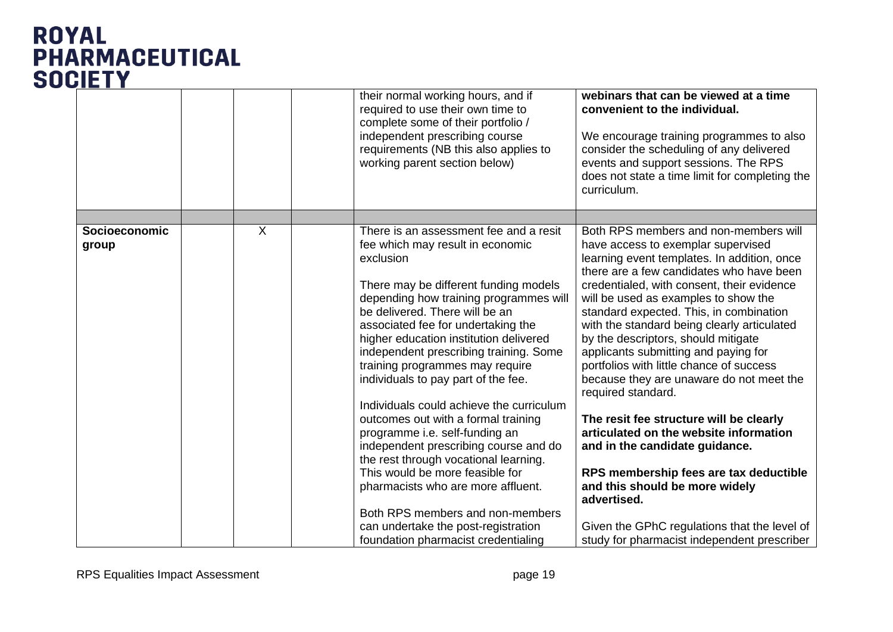| | | | | | |
|---|---|---|---|---|---|
| | | | | their normal working hours, and if required to use their own time to complete some of their portfolio / independent prescribing course requirements (NB this also applies to working parent section below) | **webinars that can be viewed at a time convenient to the individual.**<br><br>We encourage training programmes to also consider the scheduling of any delivered events and support sessions. The RPS does not state a time limit for completing the curriculum. |
| | | | | | |
| **Socioeconomic group** | | X | | There is an assessment fee and a resit fee which may result in economic exclusion<br><br>There may be different funding models depending how training programmes will be delivered. There will be an associated fee for undertaking the higher education institution delivered independent prescribing training. Some training programmes may require individuals to pay part of the fee.<br><br>Individuals could achieve the curriculum outcomes out with a formal training programme i.e. self-funding an independent prescribing course and do the rest through vocational learning. This would be more feasible for pharmacists who are more affluent.<br><br>Both RPS members and non-members can undertake the post-registration foundation pharmacist credentialing | Both RPS members and non-members will have access to exemplar supervised learning event templates. In addition, once there are a few candidates who have been credentialed, with consent, their evidence will be used as examples to show the standard expected. This, in combination with the standard being clearly articulated by the descriptors, should mitigate applicants submitting and paying for portfolios with little chance of success because they are unaware do not meet the required standard.<br><br>**The resit fee structure will be clearly articulated on the website information and in the candidate guidance.**<br><br>**RPS membership fees are tax deductible and this should be more widely advertised.**<br><br>Given the GPhC regulations that the level of study for pharmacist independent prescriber |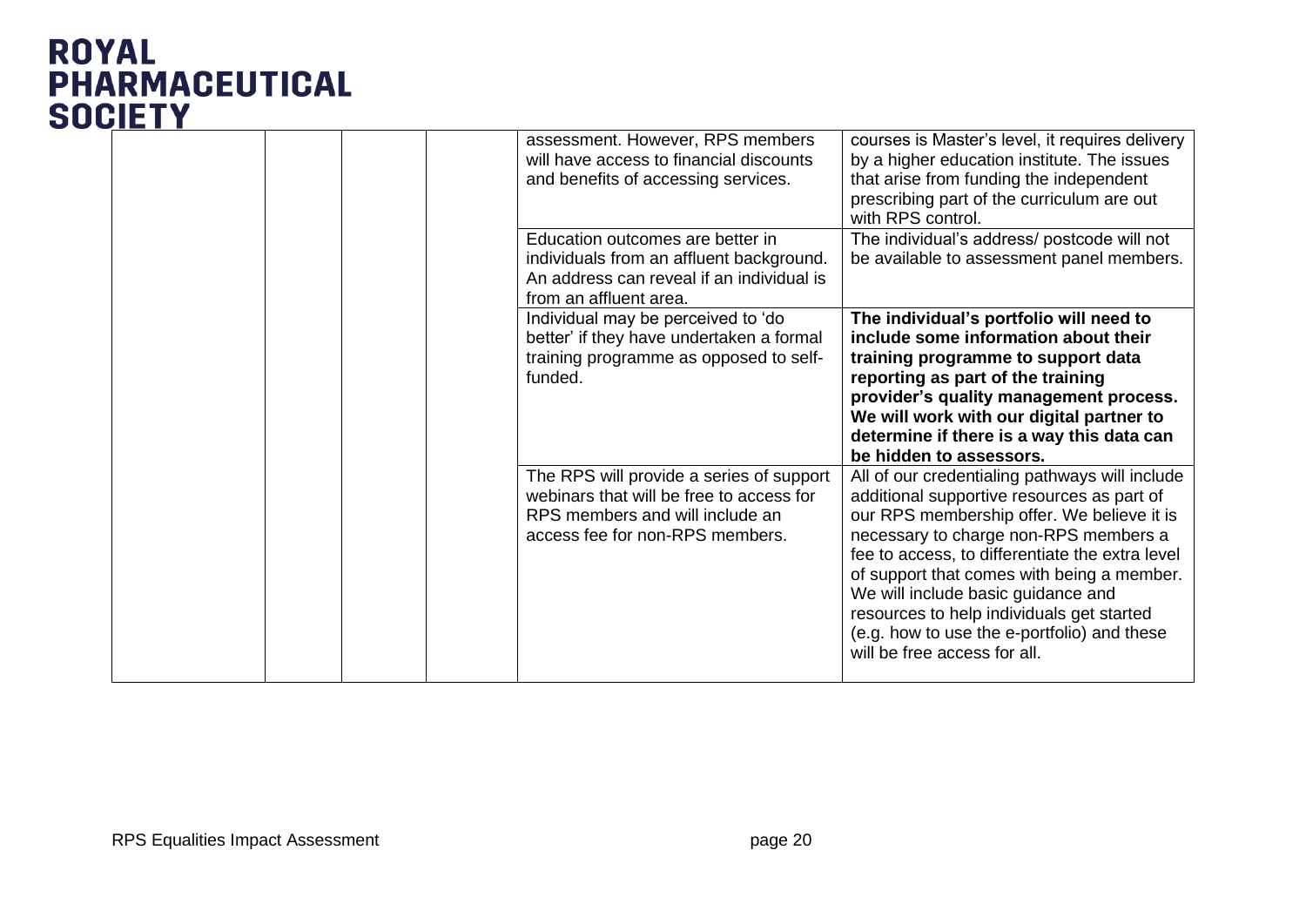| | | | | | |
|---|---|---|---|---|---|
| | | | | assessment. However, RPS members will have access to financial discounts and benefits of accessing services. | courses is Master's level, it requires delivery by a higher education institute. The issues that arise from funding the independent prescribing part of the curriculum are out with RPS control. |
| | | | | Education outcomes are better in individuals from an affluent background. An address can reveal if an individual is from an affluent area. | The individual's address/ postcode will not be available to assessment panel members. |
| | | | | Individual may be perceived to 'do better' if they have undertaken a formal training programme as opposed to self-funded. | **The individual's portfolio will need to include some information about their training programme to support data reporting as part of the training provider's quality management process. We will work with our digital partner to determine if there is a way this data can be hidden to assessors.** |
| | | | | The RPS will provide a series of support webinars that will be free to access for RPS members and will include an access fee for non-RPS members. | All of our credentialing pathways will include additional supportive resources as part of our RPS membership offer. We believe it is necessary to charge non-RPS members a fee to access, to differentiate the extra level of support that comes with being a member. We will include basic guidance and resources to help individuals get started (e.g. how to use the e-portfolio) and these will be free access for all. |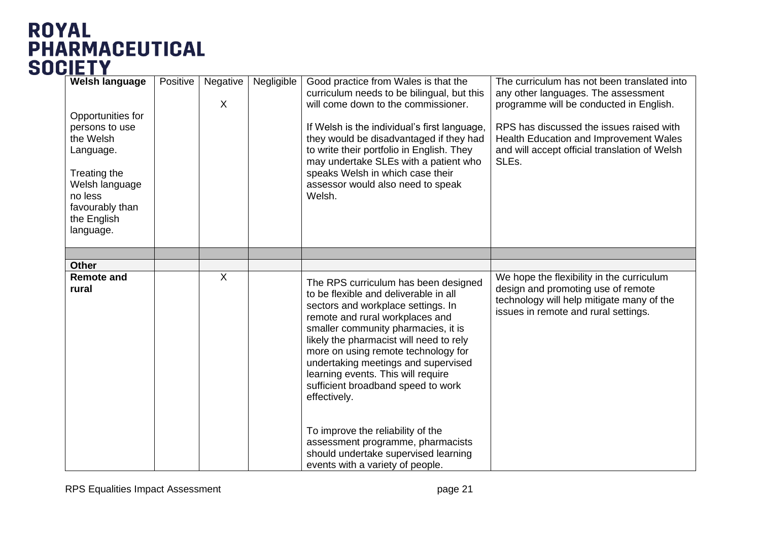**ROYAL PHARMACEUTICAL SOCIETY**

| **Welsh language**<br><br>Opportunities for persons to use the Welsh Language.<br><br>Treating the Welsh language no less favourably than the English language. | Positive | Negative<br><br>X | Negligible | Good practice from Wales is that the curriculum needs to be bilingual, but this will come down to the commissioner.<br><br>If Welsh is the individual's first language, they would be disadvantaged if they had to write their portfolio in English. They may undertake SLEs with a patient who speaks Welsh in which case their assessor would also need to speak Welsh. | The curriculum has not been translated into any other languages. The assessment programme will be conducted in English.<br><br>RPS has discussed the issues raised with Health Education and Improvement Wales and will accept official translation of Welsh SLEs. |
|---|---|---|---|---|---|
| | | | | | |
| **Other** | | | | | |
| **Remote and rural** | | X | | The RPS curriculum has been designed to be flexible and deliverable in all sectors and workplace settings. In remote and rural workplaces and smaller community pharmacies, it is likely the pharmacist will need to rely more on using remote technology for undertaking meetings and supervised learning events. This will require sufficient broadband speed to work effectively.<br><br>To improve the reliability of the assessment programme, pharmacists should undertake supervised learning events with a variety of people. | We hope the flexibility in the curriculum design and promoting use of remote technology will help mitigate many of the issues in remote and rural settings. |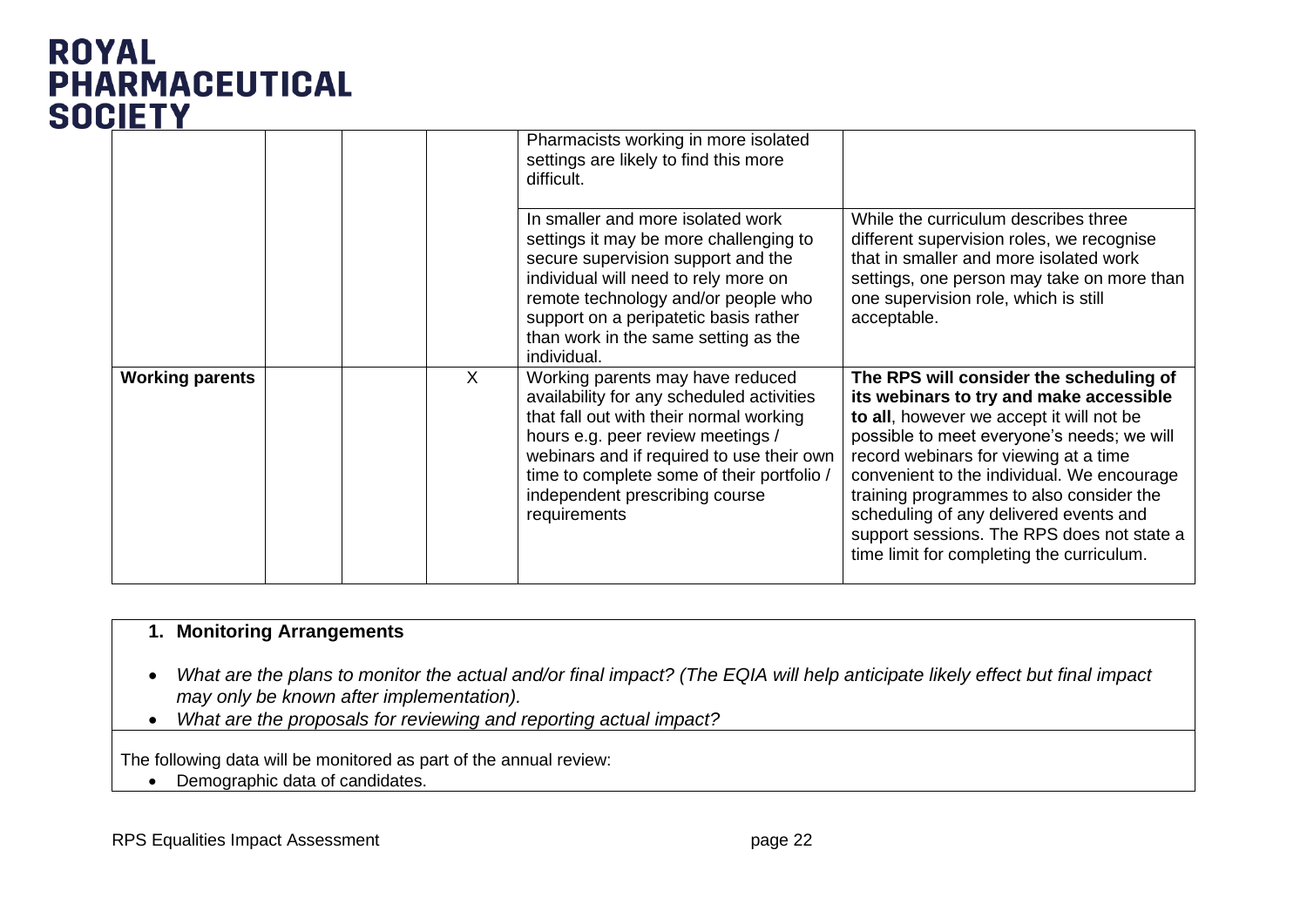| | | | | | |
|---|---|---|---|---|---|
| | | | | Pharmacists working in more isolated settings are likely to find this more difficult. | |
| | | | | In smaller and more isolated work settings it may be more challenging to secure supervision support and the individual will need to rely more on remote technology and/or people who support on a peripatetic basis rather than work in the same setting as the individual. | While the curriculum describes three different supervision roles, we recognise that in smaller and more isolated work settings, one person may take on more than one supervision role, which is still acceptable. |
| **Working parents** | | | X | Working parents may have reduced availability for any scheduled activities that fall out with their normal working hours e.g. peer review meetings / webinars and if required to use their own time to complete some of their portfolio / independent prescribing course requirements | **The RPS will consider the scheduling of its webinars to try and make accessible to all**, however we accept it will not be possible to meet everyone's needs; we will record webinars for viewing at a time convenient to the individual. We encourage training programmes to also consider the scheduling of any delivered events and support sessions. The RPS does not state a time limit for completing the curriculum. |

**1. Monitoring Arrangements**

- *What are the plans to monitor the actual and/or final impact? (The EQIA will help anticipate likely effect but final impact may only be known after implementation).*
- *What are the proposals for reviewing and reporting actual impact?*

The following data will be monitored as part of the annual review:

- Demographic data of candidates.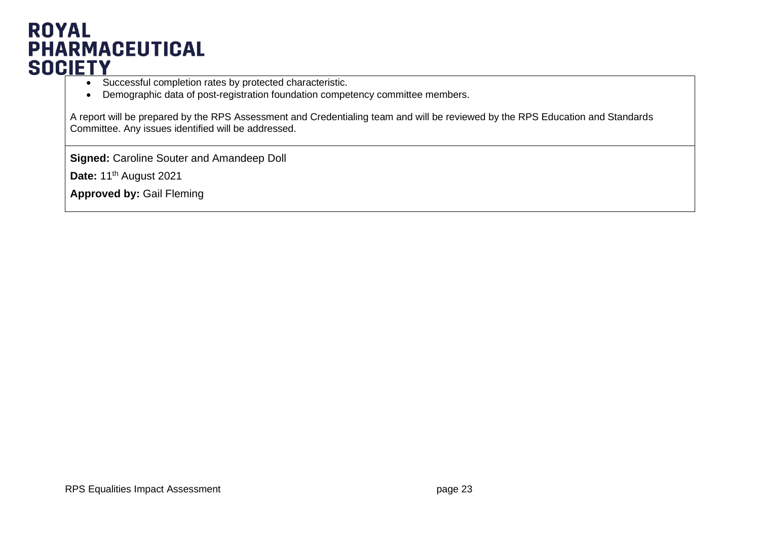- Successful completion rates by protected characteristic.
- Demographic data of post-registration foundation competency committee members.

A report will be prepared by the RPS Assessment and Credentialing team and will be reviewed by the RPS Education and Standards Committee. Any issues identified will be addressed.

**Signed:** Caroline Souter and Amandeep Doll

**Date:** 11th August 2021

**Approved by:** Gail Fleming